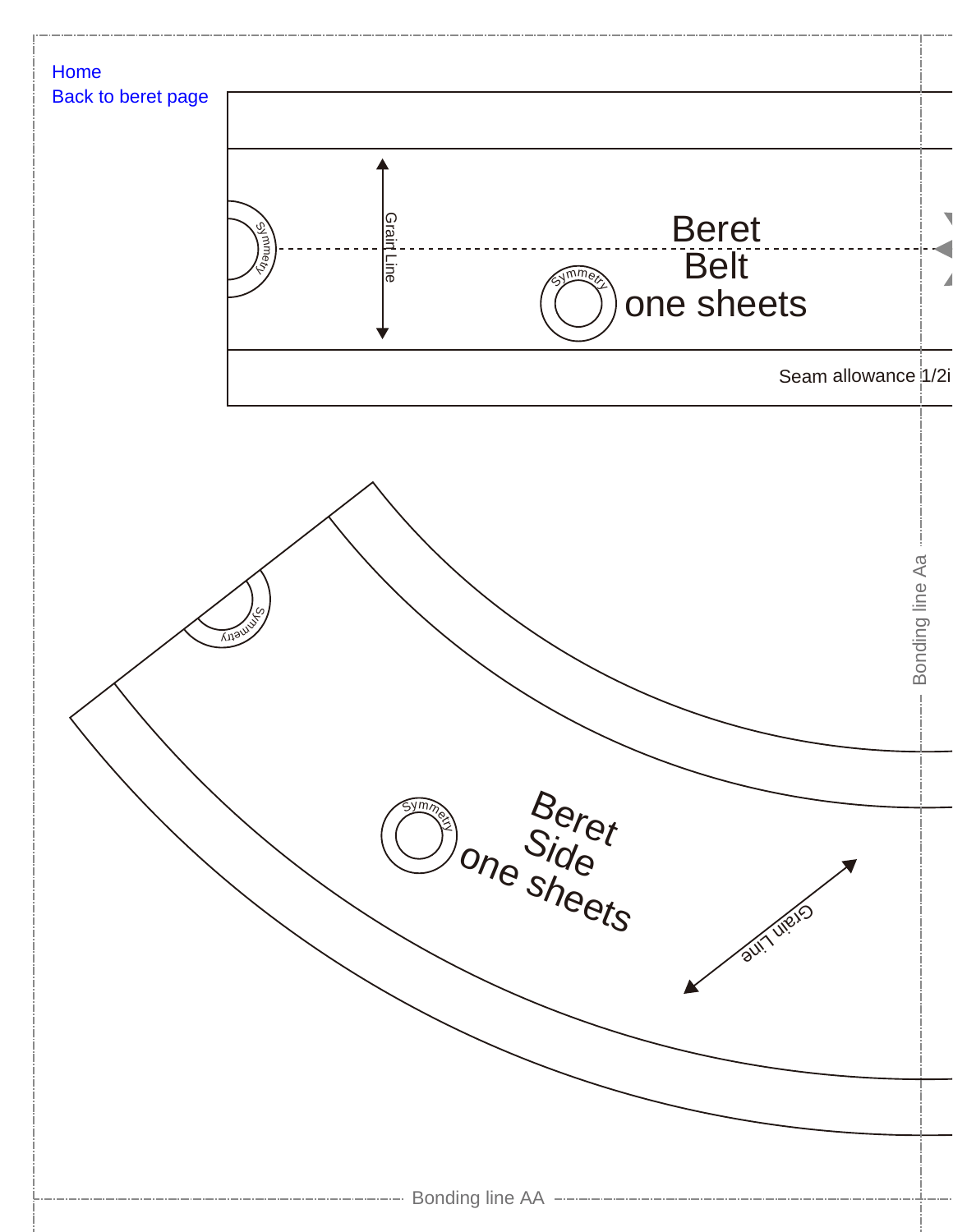Home
Back to beret page

Symmetry

Grain Line

Beret
Belt
one sheets

Symmetry

Seam allowance 1/2i

Symmetry

Beret
Side
one sheets

Symmetry

Grain Line

Bonding line Aa

Bonding line AA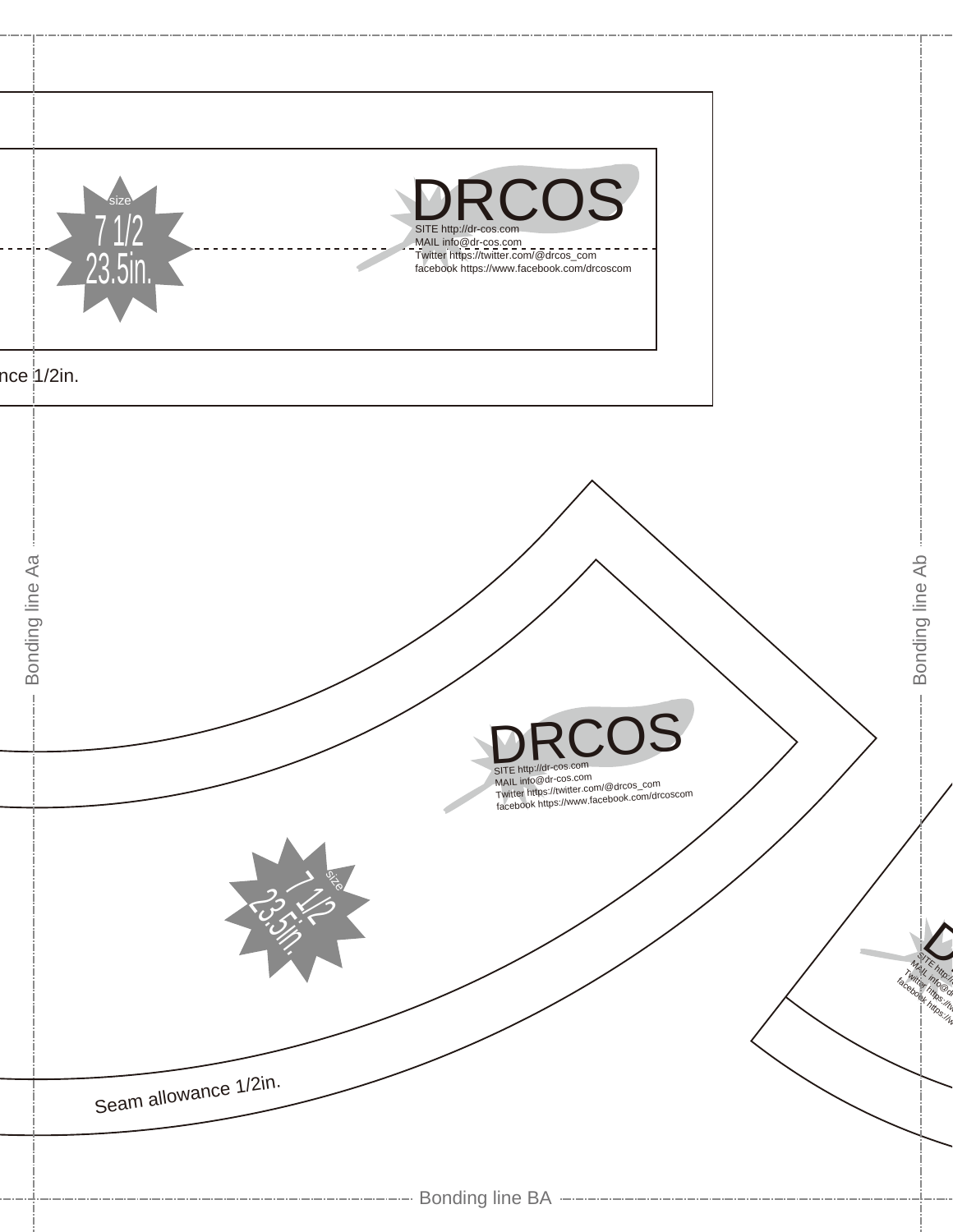size

7 1/2

23.5in.

DRCOS

SITE http://dr-cos.com
MAIL info@dr-cos.com
Twitter https://twitter.com/@drcos_com
facebook https://www.facebook.com/drcoscom

nce 1/2in.

Bonding line Aa

Bonding line Ab

DRCOS

SITE http://dr-cos.com
MAIL info@dr-cos.com
Twitter https://twitter.com/@drcos_com
facebook https://www.facebook.com/drcoscom

size

7 1/2

23.5in.

Seam allowance 1/2in.

Bonding line BA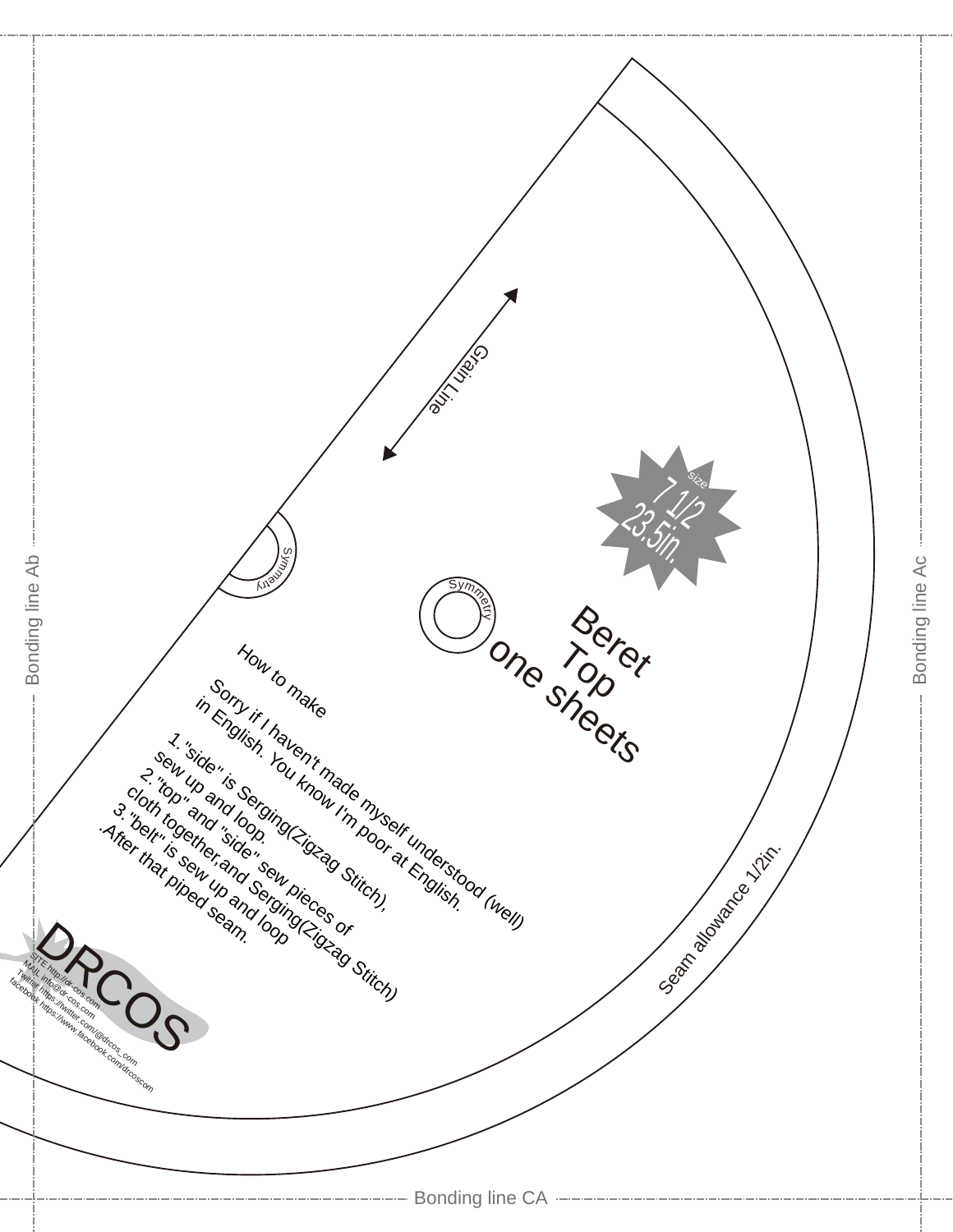Bonding line Ab

Bonding line Ac

Grain Line

size
7 1/2
23.5in.

Symmetry

Symmetry

Beret
Top
one sheets

How to make

Sorry if I haven't made myself understood (well) in English. You know I'm poor at English.

1. "side" is Serging(Zigzag Stitch), sew up and loop.
2. "top" and "side" sew pieces of cloth together,and Serging(Zigzag Stitch)
3. "belt" is sew up and loop .After that piped seam.

Seam allowance 1/2in.

DRCOS

SITE http://dr-cos.com
MAIL info@dr-cos.com
Twitter https://twitter.com/@drcos_com
facebook https://www.facebook.com/drcoscom

Bonding line CA